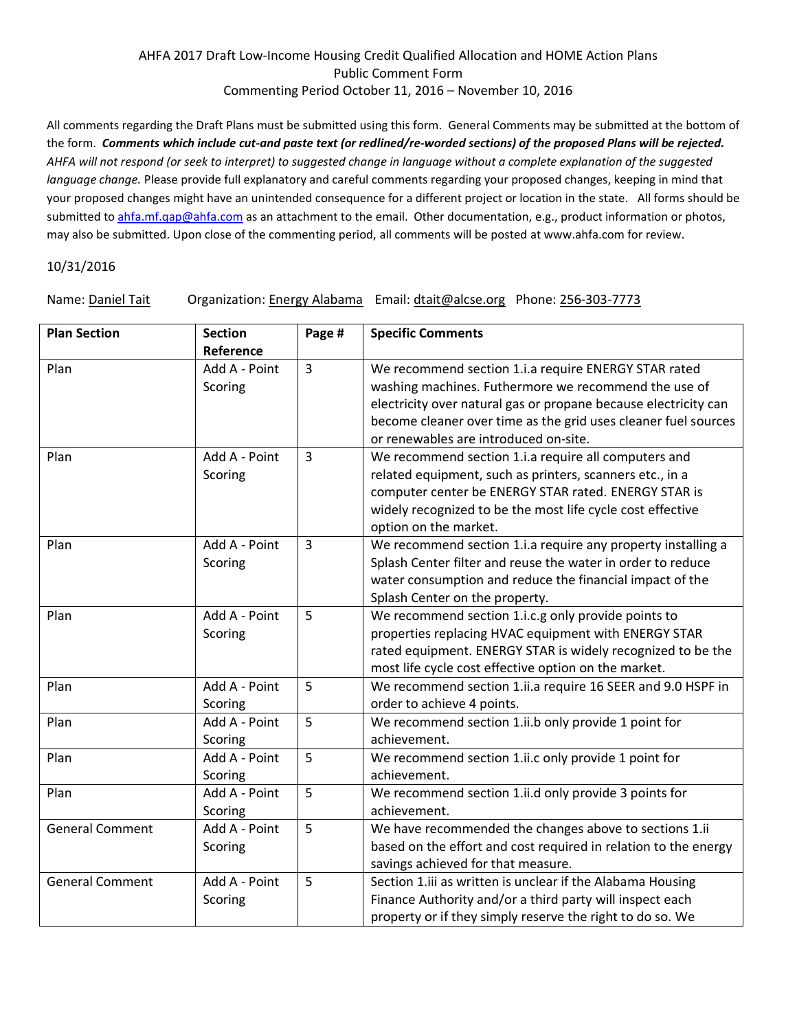AHFA 2017 Draft Low-Income Housing Credit Qualified Allocation and HOME Action Plans
Public Comment Form
Commenting Period October 11, 2016 – November 10, 2016

All comments regarding the Draft Plans must be submitted using this form. General Comments may be submitted at the bottom of the form. ***Comments which include cut-and paste text (or redlined/re-worded sections) of the proposed Plans will be rejected.*** *AHFA will not respond (or seek to interpret) to suggested change in language without a complete explanation of the suggested language change.* Please provide full explanatory and careful comments regarding your proposed changes, keeping in mind that your proposed changes might have an unintended consequence for a different project or location in the state. All forms should be submitted to ahfa.mf.qap@ahfa.com as an attachment to the email. Other documentation, e.g., product information or photos, may also be submitted. Upon close of the commenting period, all comments will be posted at www.ahfa.com for review.

10/31/2016

Name: Daniel Tait Organization: Energy Alabama Email: dtait@alcse.org Phone: 256-303-7773

| Plan Section | Section Reference | Page # | Specific Comments |
|---|---|---|---|
| Plan | Add A - Point Scoring | 3 | We recommend section 1.i.a require ENERGY STAR rated washing machines. Futhermore we recommend the use of electricity over natural gas or propane because electricity can become cleaner over time as the grid uses cleaner fuel sources or renewables are introduced on-site. |
| Plan | Add A - Point Scoring | 3 | We recommend section 1.i.a require all computers and related equipment, such as printers, scanners etc., in a computer center be ENERGY STAR rated. ENERGY STAR is widely recognized to be the most life cycle cost effective option on the market. |
| Plan | Add A - Point Scoring | 3 | We recommend section 1.i.a require any property installing a Splash Center filter and reuse the water in order to reduce water consumption and reduce the financial impact of the Splash Center on the property. |
| Plan | Add A - Point Scoring | 5 | We recommend section 1.i.c.g only provide points to properties replacing HVAC equipment with ENERGY STAR rated equipment. ENERGY STAR is widely recognized to be the most life cycle cost effective option on the market. |
| Plan | Add A - Point Scoring | 5 | We recommend section 1.ii.a require 16 SEER and 9.0 HSPF in order to achieve 4 points. |
| Plan | Add A - Point Scoring | 5 | We recommend section 1.ii.b only provide 1 point for achievement. |
| Plan | Add A - Point Scoring | 5 | We recommend section 1.ii.c only provide 1 point for achievement. |
| Plan | Add A - Point Scoring | 5 | We recommend section 1.ii.d only provide 3 points for achievement. |
| General Comment | Add A - Point Scoring | 5 | We have recommended the changes above to sections 1.ii based on the effort and cost required in relation to the energy savings achieved for that measure. |
| General Comment | Add A - Point Scoring | 5 | Section 1.iii as written is unclear if the Alabama Housing Finance Authority and/or a third party will inspect each property or if they simply reserve the right to do so. We |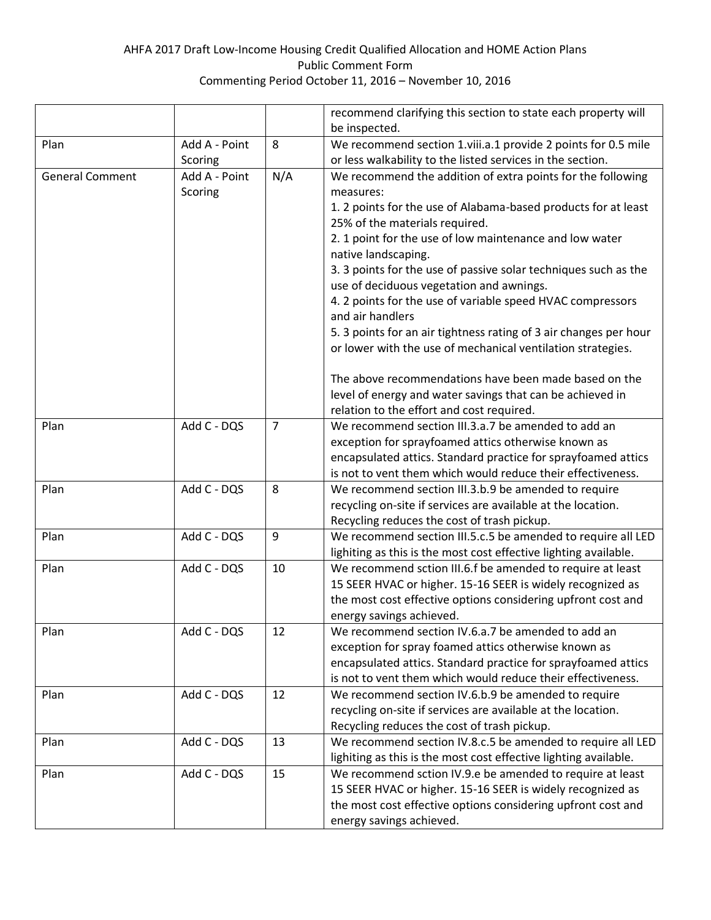AHFA 2017 Draft Low-Income Housing Credit Qualified Allocation and HOME Action Plans
Public Comment Form
Commenting Period October 11, 2016 – November 10, 2016

| | | | |
|---|---|---|---|
| | | | recommend clarifying this section to state each property will be inspected. |
| Plan | Add A - Point Scoring | 8 | We recommend section 1.viii.a.1 provide 2 points for 0.5 mile or less walkability to the listed services in the section. |
| General Comment | Add A - Point Scoring | N/A | We recommend the addition of extra points for the following measures:<br>1. 2 points for the use of Alabama-based products for at least 25% of the materials required.<br>2. 1 point for the use of low maintenance and low water native landscaping.<br>3. 3 points for the use of passive solar techniques such as the use of deciduous vegetation and awnings.<br>4. 2 points for the use of variable speed HVAC compressors and air handlers<br>5. 3 points for an air tightness rating of 3 air changes per hour or lower with the use of mechanical ventilation strategies.<br><br>The above recommendations have been made based on the level of energy and water savings that can be achieved in relation to the effort and cost required. |
| Plan | Add C - DQS | 7 | We recommend section III.3.a.7 be amended to add an exception for sprayfoamed attics otherwise known as encapsulated attics. Standard practice for sprayfoamed attics is not to vent them which would reduce their effectiveness. |
| Plan | Add C - DQS | 8 | We recommend section III.3.b.9 be amended to require recycling on-site if services are available at the location. Recycling reduces the cost of trash pickup. |
| Plan | Add C - DQS | 9 | We recommend section III.5.c.5 be amended to require all LED lighiting as this is the most cost effective lighting available. |
| Plan | Add C - DQS | 10 | We recommend sction III.6.f be amended to require at least 15 SEER HVAC or higher. 15-16 SEER is widely recognized as the most cost effective options considering upfront cost and energy savings achieved. |
| Plan | Add C - DQS | 12 | We recommend section IV.6.a.7 be amended to add an exception for spray foamed attics otherwise known as encapsulated attics. Standard practice for sprayfoamed attics is not to vent them which would reduce their effectiveness. |
| Plan | Add C - DQS | 12 | We recommend section IV.6.b.9 be amended to require recycling on-site if services are available at the location. Recycling reduces the cost of trash pickup. |
| Plan | Add C - DQS | 13 | We recommend section IV.8.c.5 be amended to require all LED lighiting as this is the most cost effective lighting available. |
| Plan | Add C - DQS | 15 | We recommend sction IV.9.e be amended to require at least 15 SEER HVAC or higher. 15-16 SEER is widely recognized as the most cost effective options considering upfront cost and energy savings achieved. |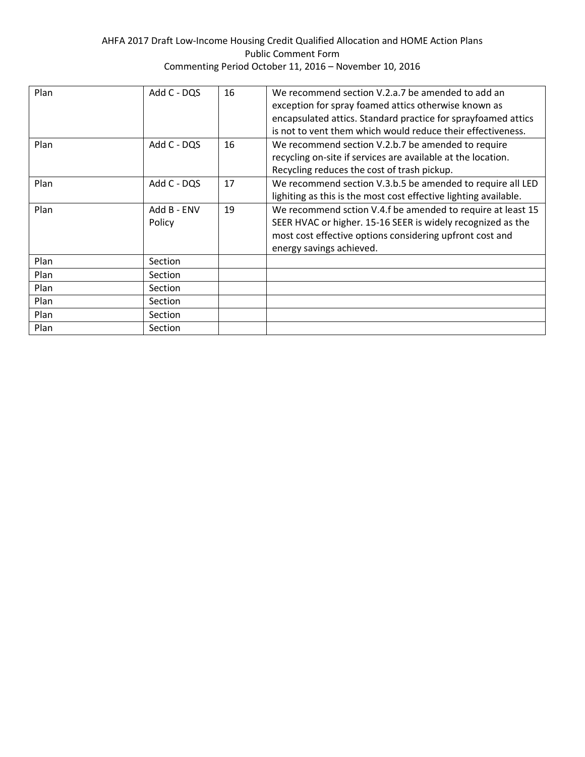AHFA 2017 Draft Low-Income Housing Credit Qualified Allocation and HOME Action Plans
Public Comment Form
Commenting Period October 11, 2016 – November 10, 2016

| | | | |
|---|---|---|---|
| Plan | Add C - DQS | 16 | We recommend section V.2.a.7 be amended to add an exception for spray foamed attics otherwise known as encapsulated attics. Standard practice for sprayfoamed attics is not to vent them which would reduce their effectiveness. |
| Plan | Add C - DQS | 16 | We recommend section V.2.b.7 be amended to require recycling on-site if services are available at the location. Recycling reduces the cost of trash pickup. |
| Plan | Add C - DQS | 17 | We recommend section V.3.b.5 be amended to require all LED lighiting as this is the most cost effective lighting available. |
| Plan | Add B - ENV Policy | 19 | We recommend sction V.4.f be amended to require at least 15 SEER HVAC or higher. 15-16 SEER is widely recognized as the most cost effective options considering upfront cost and energy savings achieved. |
| Plan | Section | | |
| Plan | Section | | |
| Plan | Section | | |
| Plan | Section | | |
| Plan | Section | | |
| Plan | Section | | |